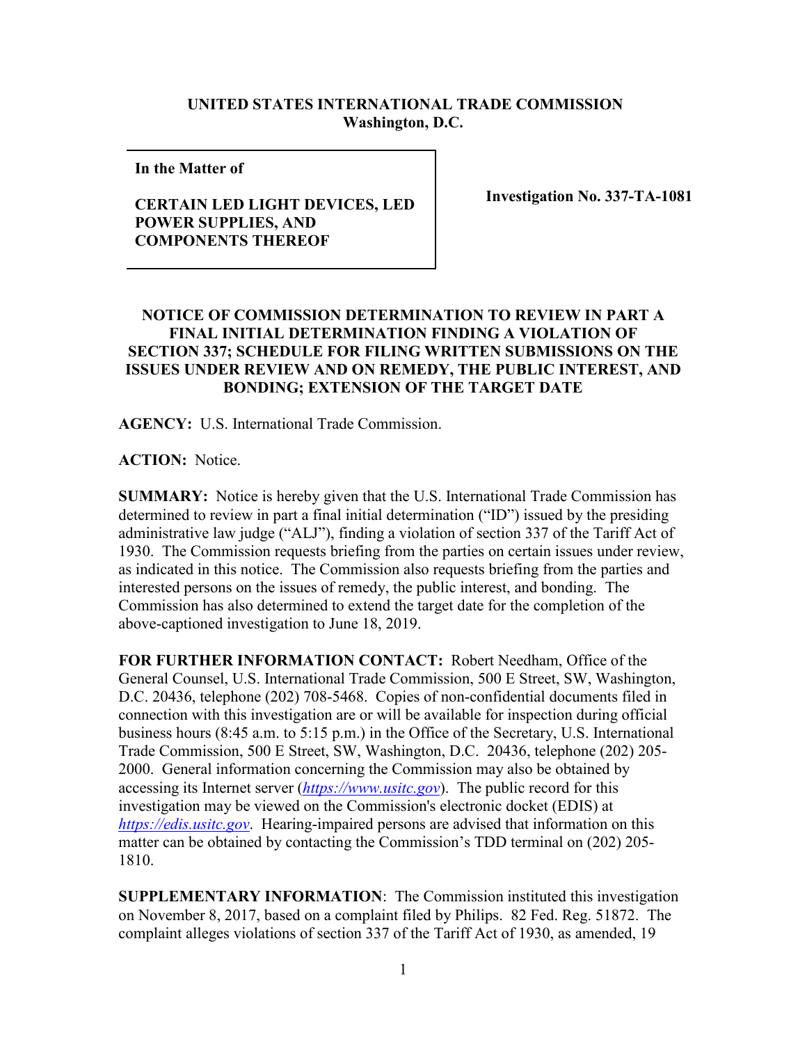**UNITED STATES INTERNATIONAL TRADE COMMISSION**
**Washington, D.C.**

| | |
|---|---|
| **In the Matter of**<br><br>**CERTAIN LED LIGHT DEVICES, LED POWER SUPPLIES, AND COMPONENTS THEREOF** | **Investigation No. 337-TA-1081** |

**NOTICE OF COMMISSION DETERMINATION TO REVIEW IN PART A FINAL INITIAL DETERMINATION FINDING A VIOLATION OF SECTION 337; SCHEDULE FOR FILING WRITTEN SUBMISSIONS ON THE ISSUES UNDER REVIEW AND ON REMEDY, THE PUBLIC INTEREST, AND BONDING; EXTENSION OF THE TARGET DATE**

**AGENCY:** U.S. International Trade Commission.

**ACTION:** Notice.

**SUMMARY:** Notice is hereby given that the U.S. International Trade Commission has determined to review in part a final initial determination ("ID") issued by the presiding administrative law judge ("ALJ"), finding a violation of section 337 of the Tariff Act of 1930. The Commission requests briefing from the parties on certain issues under review, as indicated in this notice. The Commission also requests briefing from the parties and interested persons on the issues of remedy, the public interest, and bonding. The Commission has also determined to extend the target date for the completion of the above-captioned investigation to June 18, 2019.

**FOR FURTHER INFORMATION CONTACT:** Robert Needham, Office of the General Counsel, U.S. International Trade Commission, 500 E Street, SW, Washington, D.C. 20436, telephone (202) 708-5468. Copies of non-confidential documents filed in connection with this investigation are or will be available for inspection during official business hours (8:45 a.m. to 5:15 p.m.) in the Office of the Secretary, U.S. International Trade Commission, 500 E Street, SW, Washington, D.C. 20436, telephone (202) 205-2000. General information concerning the Commission may also be obtained by accessing its Internet server (*https://www.usitc.gov*). The public record for this investigation may be viewed on the Commission's electronic docket (EDIS) at *https://edis.usitc.gov*. Hearing-impaired persons are advised that information on this matter can be obtained by contacting the Commission's TDD terminal on (202) 205-1810.

**SUPPLEMENTARY INFORMATION**: The Commission instituted this investigation on November 8, 2017, based on a complaint filed by Philips. 82 Fed. Reg. 51872. The complaint alleges violations of section 337 of the Tariff Act of 1930, as amended, 19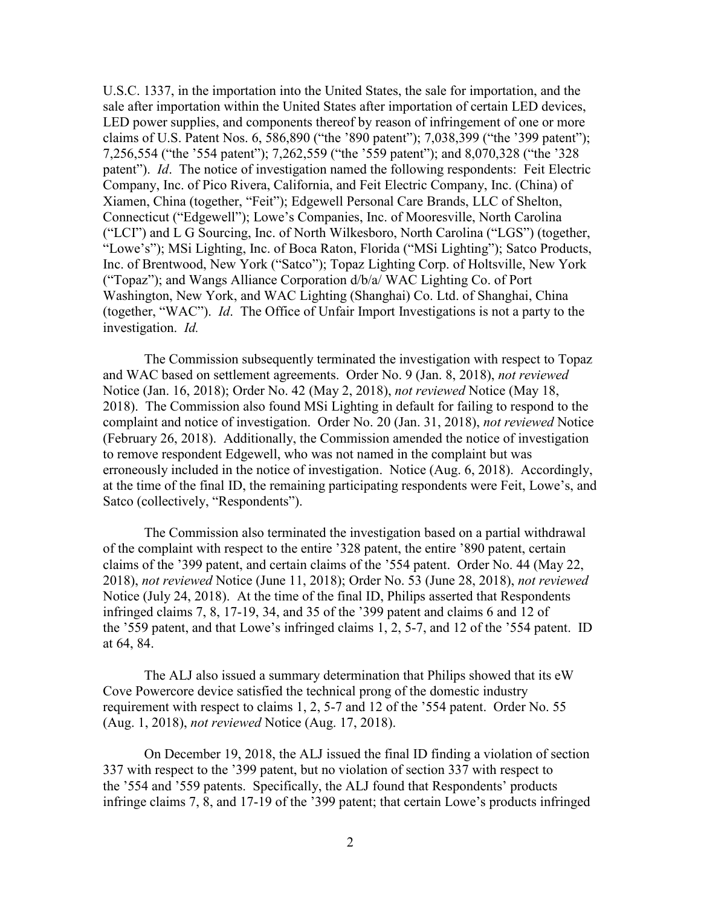U.S.C. 1337, in the importation into the United States, the sale for importation, and the sale after importation within the United States after importation of certain LED devices, LED power supplies, and components thereof by reason of infringement of one or more claims of U.S. Patent Nos. 6, 586,890 ("the '890 patent"); 7,038,399 ("the '399 patent"); 7,256,554 ("the '554 patent"); 7,262,559 ("the '559 patent"); and 8,070,328 ("the '328 patent"). *Id*. The notice of investigation named the following respondents: Feit Electric Company, Inc. of Pico Rivera, California, and Feit Electric Company, Inc. (China) of Xiamen, China (together, "Feit"); Edgewell Personal Care Brands, LLC of Shelton, Connecticut ("Edgewell"); Lowe's Companies, Inc. of Mooresville, North Carolina ("LCI") and L G Sourcing, Inc. of North Wilkesboro, North Carolina ("LGS") (together, "Lowe's"); MSi Lighting, Inc. of Boca Raton, Florida ("MSi Lighting"); Satco Products, Inc. of Brentwood, New York ("Satco"); Topaz Lighting Corp. of Holtsville, New York ("Topaz"); and Wangs Alliance Corporation d/b/a/ WAC Lighting Co. of Port Washington, New York, and WAC Lighting (Shanghai) Co. Ltd. of Shanghai, China (together, "WAC"). *Id*. The Office of Unfair Import Investigations is not a party to the investigation. *Id.*

The Commission subsequently terminated the investigation with respect to Topaz and WAC based on settlement agreements. Order No. 9 (Jan. 8, 2018), *not reviewed* Notice (Jan. 16, 2018); Order No. 42 (May 2, 2018), *not reviewed* Notice (May 18, 2018). The Commission also found MSi Lighting in default for failing to respond to the complaint and notice of investigation. Order No. 20 (Jan. 31, 2018), *not reviewed* Notice (February 26, 2018). Additionally, the Commission amended the notice of investigation to remove respondent Edgewell, who was not named in the complaint but was erroneously included in the notice of investigation. Notice (Aug. 6, 2018). Accordingly, at the time of the final ID, the remaining participating respondents were Feit, Lowe's, and Satco (collectively, "Respondents").

The Commission also terminated the investigation based on a partial withdrawal of the complaint with respect to the entire '328 patent, the entire '890 patent, certain claims of the '399 patent, and certain claims of the '554 patent. Order No. 44 (May 22, 2018), *not reviewed* Notice (June 11, 2018); Order No. 53 (June 28, 2018), *not reviewed* Notice (July 24, 2018). At the time of the final ID, Philips asserted that Respondents infringed claims 7, 8, 17-19, 34, and 35 of the '399 patent and claims 6 and 12 of the '559 patent, and that Lowe's infringed claims 1, 2, 5-7, and 12 of the '554 patent. ID at 64, 84.

The ALJ also issued a summary determination that Philips showed that its eW Cove Powercore device satisfied the technical prong of the domestic industry requirement with respect to claims 1, 2, 5-7 and 12 of the '554 patent. Order No. 55 (Aug. 1, 2018), *not reviewed* Notice (Aug. 17, 2018).

On December 19, 2018, the ALJ issued the final ID finding a violation of section 337 with respect to the '399 patent, but no violation of section 337 with respect to the '554 and '559 patents. Specifically, the ALJ found that Respondents' products infringe claims 7, 8, and 17-19 of the '399 patent; that certain Lowe's products infringed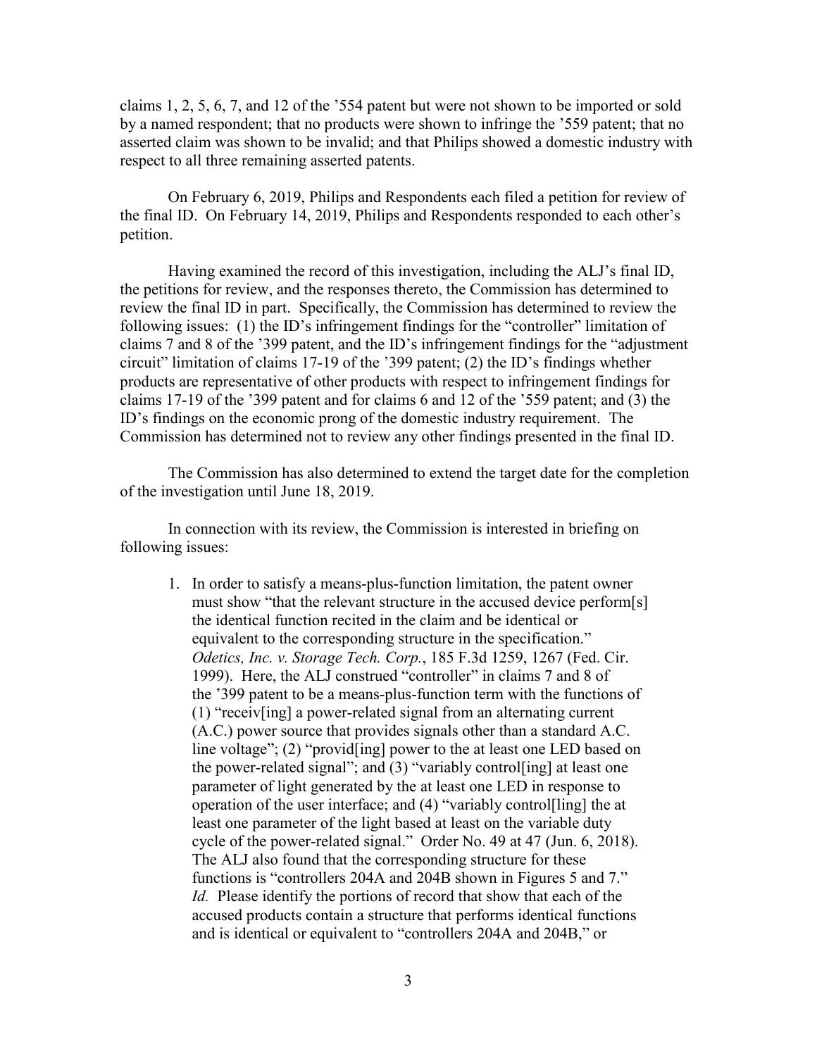claims 1, 2, 5, 6, 7, and 12 of the '554 patent but were not shown to be imported or sold by a named respondent; that no products were shown to infringe the '559 patent; that no asserted claim was shown to be invalid; and that Philips showed a domestic industry with respect to all three remaining asserted patents.

On February 6, 2019, Philips and Respondents each filed a petition for review of the final ID. On February 14, 2019, Philips and Respondents responded to each other's petition.

Having examined the record of this investigation, including the ALJ's final ID, the petitions for review, and the responses thereto, the Commission has determined to review the final ID in part. Specifically, the Commission has determined to review the following issues: (1) the ID's infringement findings for the "controller" limitation of claims 7 and 8 of the '399 patent, and the ID's infringement findings for the "adjustment circuit" limitation of claims 17-19 of the '399 patent; (2) the ID's findings whether products are representative of other products with respect to infringement findings for claims 17-19 of the '399 patent and for claims 6 and 12 of the '559 patent; and (3) the ID's findings on the economic prong of the domestic industry requirement. The Commission has determined not to review any other findings presented in the final ID.

The Commission has also determined to extend the target date for the completion of the investigation until June 18, 2019.

In connection with its review, the Commission is interested in briefing on following issues:

1. In order to satisfy a means-plus-function limitation, the patent owner must show "that the relevant structure in the accused device perform[s] the identical function recited in the claim and be identical or equivalent to the corresponding structure in the specification." *Odetics, Inc. v. Storage Tech. Corp.*, 185 F.3d 1259, 1267 (Fed. Cir. 1999). Here, the ALJ construed "controller" in claims 7 and 8 of the '399 patent to be a means-plus-function term with the functions of (1) "receiv[ing] a power-related signal from an alternating current (A.C.) power source that provides signals other than a standard A.C. line voltage"; (2) "provid[ing] power to the at least one LED based on the power-related signal"; and (3) "variably control[ing] at least one parameter of light generated by the at least one LED in response to operation of the user interface; and (4) "variably control[ling] the at least one parameter of the light based at least on the variable duty cycle of the power-related signal." Order No. 49 at 47 (Jun. 6, 2018). The ALJ also found that the corresponding structure for these functions is "controllers 204A and 204B shown in Figures 5 and 7." *Id.* Please identify the portions of record that show that each of the accused products contain a structure that performs identical functions and is identical or equivalent to "controllers 204A and 204B," or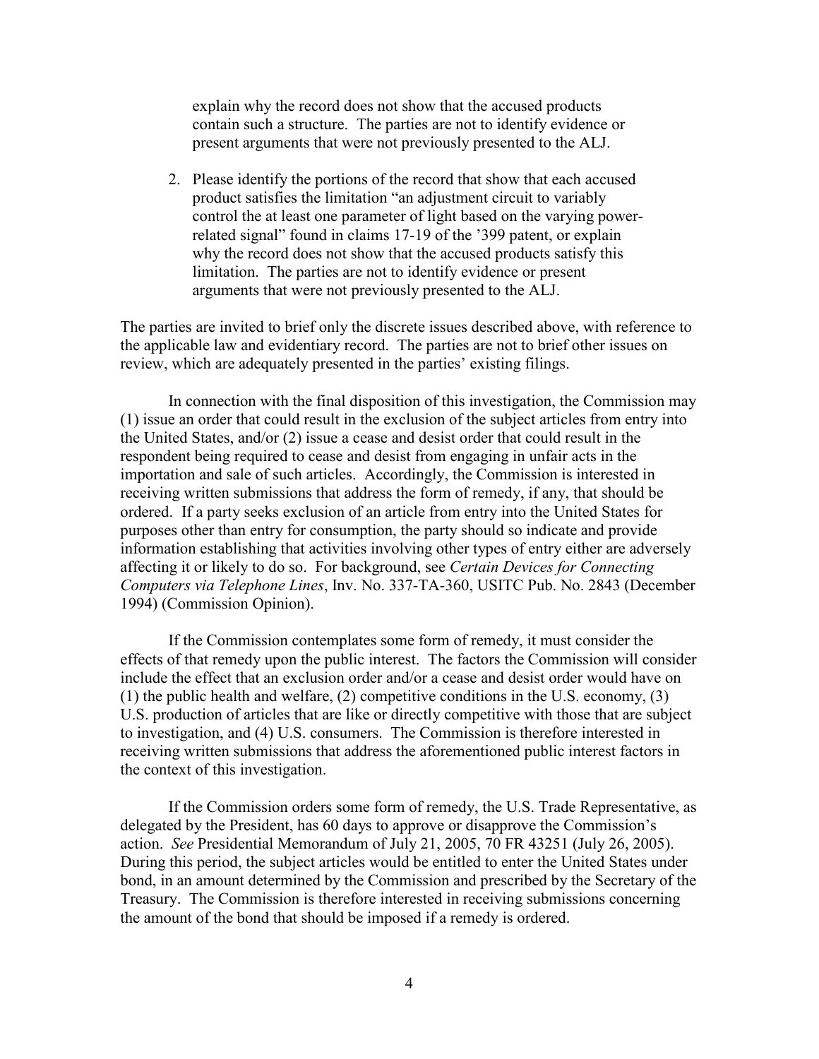explain why the record does not show that the accused products contain such a structure. The parties are not to identify evidence or present arguments that were not previously presented to the ALJ.

2. Please identify the portions of the record that show that each accused product satisfies the limitation "an adjustment circuit to variably control the at least one parameter of light based on the varying power-related signal" found in claims 17-19 of the '399 patent, or explain why the record does not show that the accused products satisfy this limitation. The parties are not to identify evidence or present arguments that were not previously presented to the ALJ.

The parties are invited to brief only the discrete issues described above, with reference to the applicable law and evidentiary record. The parties are not to brief other issues on review, which are adequately presented in the parties' existing filings.

In connection with the final disposition of this investigation, the Commission may (1) issue an order that could result in the exclusion of the subject articles from entry into the United States, and/or (2) issue a cease and desist order that could result in the respondent being required to cease and desist from engaging in unfair acts in the importation and sale of such articles. Accordingly, the Commission is interested in receiving written submissions that address the form of remedy, if any, that should be ordered. If a party seeks exclusion of an article from entry into the United States for purposes other than entry for consumption, the party should so indicate and provide information establishing that activities involving other types of entry either are adversely affecting it or likely to do so. For background, see *Certain Devices for Connecting Computers via Telephone Lines*, Inv. No. 337-TA-360, USITC Pub. No. 2843 (December 1994) (Commission Opinion).

If the Commission contemplates some form of remedy, it must consider the effects of that remedy upon the public interest. The factors the Commission will consider include the effect that an exclusion order and/or a cease and desist order would have on (1) the public health and welfare, (2) competitive conditions in the U.S. economy, (3) U.S. production of articles that are like or directly competitive with those that are subject to investigation, and (4) U.S. consumers. The Commission is therefore interested in receiving written submissions that address the aforementioned public interest factors in the context of this investigation.

If the Commission orders some form of remedy, the U.S. Trade Representative, as delegated by the President, has 60 days to approve or disapprove the Commission's action. *See* Presidential Memorandum of July 21, 2005, 70 FR 43251 (July 26, 2005). During this period, the subject articles would be entitled to enter the United States under bond, in an amount determined by the Commission and prescribed by the Secretary of the Treasury. The Commission is therefore interested in receiving submissions concerning the amount of the bond that should be imposed if a remedy is ordered.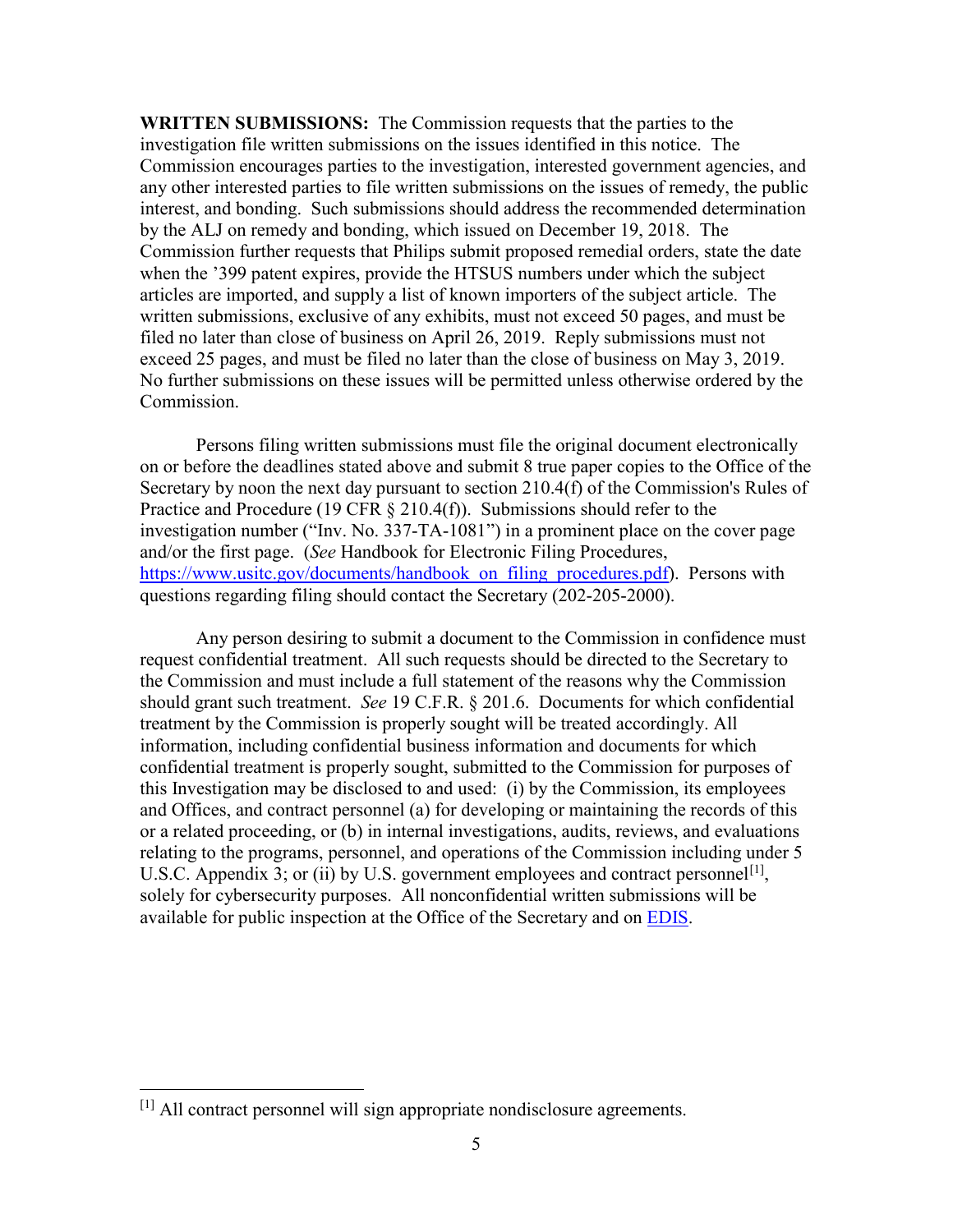**WRITTEN SUBMISSIONS:** The Commission requests that the parties to the investigation file written submissions on the issues identified in this notice. The Commission encourages parties to the investigation, interested government agencies, and any other interested parties to file written submissions on the issues of remedy, the public interest, and bonding. Such submissions should address the recommended determination by the ALJ on remedy and bonding, which issued on December 19, 2018. The Commission further requests that Philips submit proposed remedial orders, state the date when the '399 patent expires, provide the HTSUS numbers under which the subject articles are imported, and supply a list of known importers of the subject article. The written submissions, exclusive of any exhibits, must not exceed 50 pages, and must be filed no later than close of business on April 26, 2019. Reply submissions must not exceed 25 pages, and must be filed no later than the close of business on May 3, 2019. No further submissions on these issues will be permitted unless otherwise ordered by the Commission.

Persons filing written submissions must file the original document electronically on or before the deadlines stated above and submit 8 true paper copies to the Office of the Secretary by noon the next day pursuant to section 210.4(f) of the Commission's Rules of Practice and Procedure (19 CFR § 210.4(f)). Submissions should refer to the investigation number ("Inv. No. 337-TA-1081") in a prominent place on the cover page and/or the first page. (*See* Handbook for Electronic Filing Procedures, [https://www.usitc.gov/documents/handbook_on_filing_procedures.pdf](https://www.usitc.gov/documents/handbook_on_filing_procedures.pdf)). Persons with questions regarding filing should contact the Secretary (202-205-2000).

Any person desiring to submit a document to the Commission in confidence must request confidential treatment. All such requests should be directed to the Secretary to the Commission and must include a full statement of the reasons why the Commission should grant such treatment. *See* 19 C.F.R. § 201.6. Documents for which confidential treatment by the Commission is properly sought will be treated accordingly. All information, including confidential business information and documents for which confidential treatment is properly sought, submitted to the Commission for purposes of this Investigation may be disclosed to and used: (i) by the Commission, its employees and Offices, and contract personnel (a) for developing or maintaining the records of this or a related proceeding, or (b) in internal investigations, audits, reviews, and evaluations relating to the programs, personnel, and operations of the Commission including under 5 U.S.C. Appendix 3; or (ii) by U.S. government employees and contract personnel[1], solely for cybersecurity purposes. All nonconfidential written submissions will be available for public inspection at the Office of the Secretary and on EDIS.

[1] All contract personnel will sign appropriate nondisclosure agreements.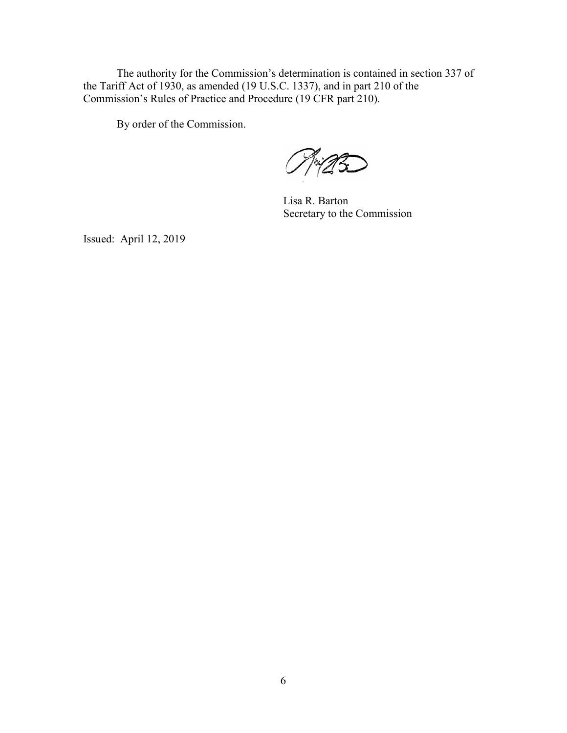The authority for the Commission's determination is contained in section 337 of the Tariff Act of 1930, as amended (19 U.S.C. 1337), and in part 210 of the Commission's Rules of Practice and Procedure (19 CFR part 210).

By order of the Commission.

Lisa R. Barton
Secretary to the Commission

Issued: April 12, 2019